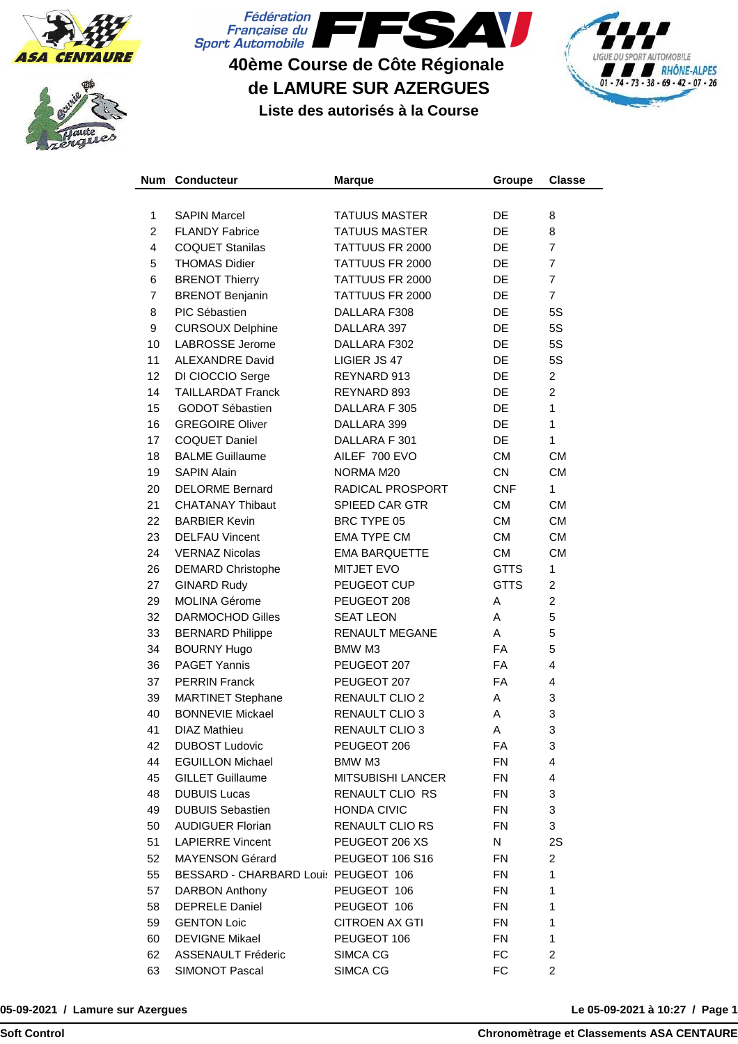Fédération Française du Sport Automobile FFSA

# 40ème Course de Côte Régionale de LAMURE SUR AZERGUES

## Liste des autorisés à la Course

| Num | Conducteur | Marque | Groupe | Classe |
|---|---|---|---|---|
| 1 | SAPIN Marcel | TATUUS MASTER | DE | 8 |
| 2 | FLANDY Fabrice | TATUUS MASTER | DE | 8 |
| 4 | COQUET Stanilas | TATTUUS FR 2000 | DE | 7 |
| 5 | THOMAS Didier | TATTUUS FR 2000 | DE | 7 |
| 6 | BRENOT Thierry | TATTUUS FR 2000 | DE | 7 |
| 7 | BRENOT Benjanin | TATTUUS FR 2000 | DE | 7 |
| 8 | PIC Sébastien | DALLARA F308 | DE | 5S |
| 9 | CURSOUX Delphine | DALLARA 397 | DE | 5S |
| 10 | LABROSSE Jerome | DALLARA F302 | DE | 5S |
| 11 | ALEXANDRE David | LIGIER JS 47 | DE | 5S |
| 12 | DI CIOCCIO Serge | REYNARD 913 | DE | 2 |
| 14 | TAILLARDAT Franck | REYNARD 893 | DE | 2 |
| 15 | GODOT Sébastien | DALLARA F 305 | DE | 1 |
| 16 | GREGOIRE Oliver | DALLARA 399 | DE | 1 |
| 17 | COQUET Daniel | DALLARA F 301 | DE | 1 |
| 18 | BALME Guillaume | AILEF 700 EVO | CM | CM |
| 19 | SAPIN Alain | NORMA M20 | CN | CM |
| 20 | DELORME Bernard | RADICAL PROSPORT | CNF | 1 |
| 21 | CHATANAY Thibaut | SPIEED CAR GTR | CM | CM |
| 22 | BARBIER Kevin | BRC TYPE 05 | CM | CM |
| 23 | DELFAU Vincent | EMA TYPE CM | CM | CM |
| 24 | VERNAZ Nicolas | EMA BARQUETTE | CM | CM |
| 26 | DEMARD Christophe | MITJET EVO | GTTS | 1 |
| 27 | GINARD Rudy | PEUGEOT CUP | GTTS | 2 |
| 29 | MOLINA Gérome | PEUGEOT 208 | A | 2 |
| 32 | DARMOCHOD Gilles | SEAT LEON | A | 5 |
| 33 | BERNARD Philippe | RENAULT MEGANE | A | 5 |
| 34 | BOURNY Hugo | BMW M3 | FA | 5 |
| 36 | PAGET Yannis | PEUGEOT 207 | FA | 4 |
| 37 | PERRIN Franck | PEUGEOT 207 | FA | 4 |
| 39 | MARTINET Stephane | RENAULT CLIO 2 | A | 3 |
| 40 | BONNEVIE Mickael | RENAULT CLIO 3 | A | 3 |
| 41 | DIAZ Mathieu | RENAULT CLIO 3 | A | 3 |
| 42 | DUBOST Ludovic | PEUGEOT 206 | FA | 3 |
| 44 | EGUILLON Michael | BMW M3 | FN | 4 |
| 45 | GILLET Guillaume | MITSUBISHI LANCER | FN | 4 |
| 48 | DUBUIS Lucas | RENAULT CLIO RS | FN | 3 |
| 49 | DUBUIS Sebastien | HONDA CIVIC | FN | 3 |
| 50 | AUDIGUER Florian | RENAULT CLIO RS | FN | 3 |
| 51 | LAPIERRE Vincent | PEUGEOT 206 XS | N | 2S |
| 52 | MAYENSON Gérard | PEUGEOT 106 S16 | FN | 2 |
| 55 | BESSARD - CHARBARD Louis | PEUGEOT 106 | FN | 1 |
| 57 | DARBON Anthony | PEUGEOT 106 | FN | 1 |
| 58 | DEPRELE Daniel | PEUGEOT 106 | FN | 1 |
| 59 | GENTON Loic | CITROEN AX GTI | FN | 1 |
| 60 | DEVIGNE Mikael | PEUGEOT 106 | FN | 1 |
| 62 | ASSENAULT Fréderic | SIMCA CG | FC | 2 |
| 63 | SIMONOT Pascal | SIMCA CG | FC | 2 |

**05-09-2021 / Lamure sur Azergues** **Le 05-09-2021 à 10:27**

**Soft Control** **Chronomètrage et Classements ASA CENTAURE**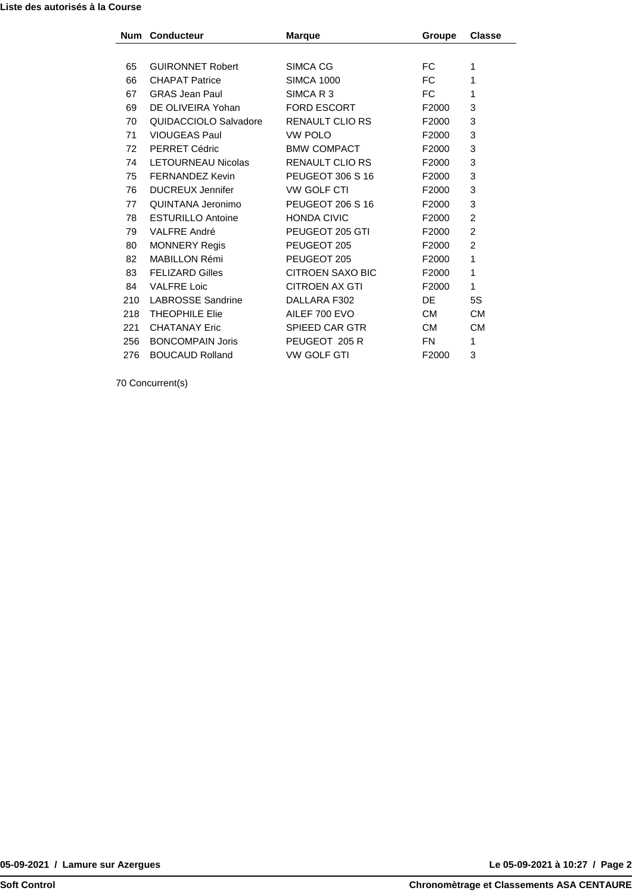Liste des autorisés à la Course

| Num | Conducteur | Marque | Groupe | Classe |
|---|---|---|---|---|
| 65 | GUIRONNET Robert | SIMCA CG | FC | 1 |
| 66 | CHAPAT Patrice | SIMCA 1000 | FC | 1 |
| 67 | GRAS Jean Paul | SIMCA R 3 | FC | 1 |
| 69 | DE OLIVEIRA Yohan | FORD ESCORT | F2000 | 3 |
| 70 | QUIDACCIOLO Salvadore | RENAULT CLIO RS | F2000 | 3 |
| 71 | VIOUGEAS Paul | VW POLO | F2000 | 3 |
| 72 | PERRET Cédric | BMW COMPACT | F2000 | 3 |
| 74 | LETOURNEAU Nicolas | RENAULT CLIO RS | F2000 | 3 |
| 75 | FERNANDEZ Kevin | PEUGEOT 306 S 16 | F2000 | 3 |
| 76 | DUCREUX Jennifer | VW GOLF CTI | F2000 | 3 |
| 77 | QUINTANA Jeronimo | PEUGEOT 206 S 16 | F2000 | 3 |
| 78 | ESTURILLO Antoine | HONDA CIVIC | F2000 | 2 |
| 79 | VALFRE André | PEUGEOT 205 GTI | F2000 | 2 |
| 80 | MONNERY Regis | PEUGEOT 205 | F2000 | 2 |
| 82 | MABILLON Rémi | PEUGEOT 205 | F2000 | 1 |
| 83 | FELIZARD Gilles | CITROEN SAXO BIC | F2000 | 1 |
| 84 | VALFRE Loic | CITROEN AX GTI | F2000 | 1 |
| 210 | LABROSSE Sandrine | DALLARA F302 | DE | 5S |
| 218 | THEOPHILE Elie | AILEF 700 EVO | CM | CM |
| 221 | CHATANAY Eric | SPIEED CAR GTR | CM | CM |
| 256 | BONCOMPAIN Joris | PEUGEOT 205 R | FN | 1 |
| 276 | BOUCAUD Rolland | VW GOLF GTI | F2000 | 3 |

70 Concurrent(s)

05-09-2021 / Lamure sur Azergues — Le 05-09-2021 à 10:27

Soft Control — Chronomètrage et Classements ASA CENTAURE